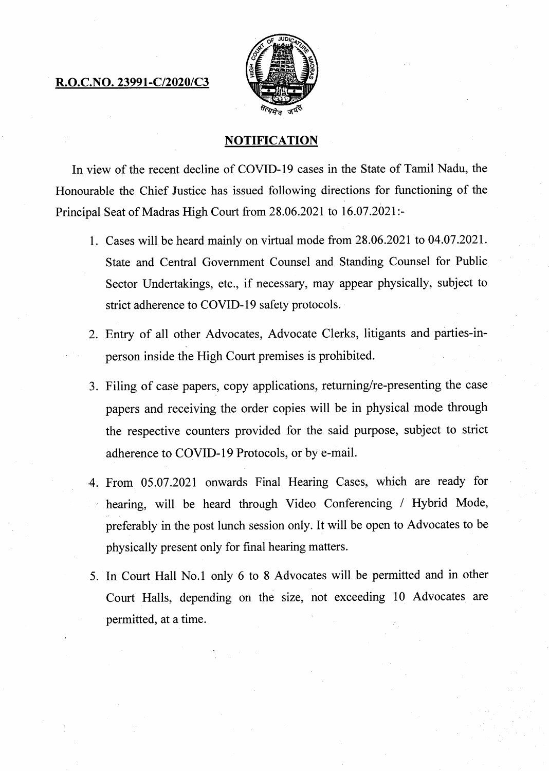**R.O.C.NO. 23991-C/2020/C3**

## NOTIFICATION

In view of the recent decline of COVID-19 cases in the State of Tamil Nadu, the Honourable the Chief Justice has issued following directions for functioning of the Principal Seat of Madras High Court from 28.06.2021 to 16.07.2021:-

1. Cases will be heard mainly on virtual mode from 28.06.2021 to 04.07.2021. State and Central Government Counsel and Standing Counsel for Public Sector Undertakings, etc., if necessary, may appear physically, subject to strict adherence to COVID-19 safety protocols.

2. Entry of all other Advocates, Advocate Clerks, litigants and parties-in-person inside the High Court premises is prohibited.

3. Filing of case papers, copy applications, returning/re-presenting the case papers and receiving the order copies will be in physical mode through the respective counters provided for the said purpose, subject to strict adherence to COVID-19 Protocols, or by e-mail.

4. From 05.07.2021 onwards Final Hearing Cases, which are ready for hearing, will be heard through Video Conferencing / Hybrid Mode, preferably in the post lunch session only. It will be open to Advocates to be physically present only for final hearing matters.

5. In Court Hall No.1 only 6 to 8 Advocates will be permitted and in other Court Halls, depending on the size, not exceeding 10 Advocates are permitted, at a time.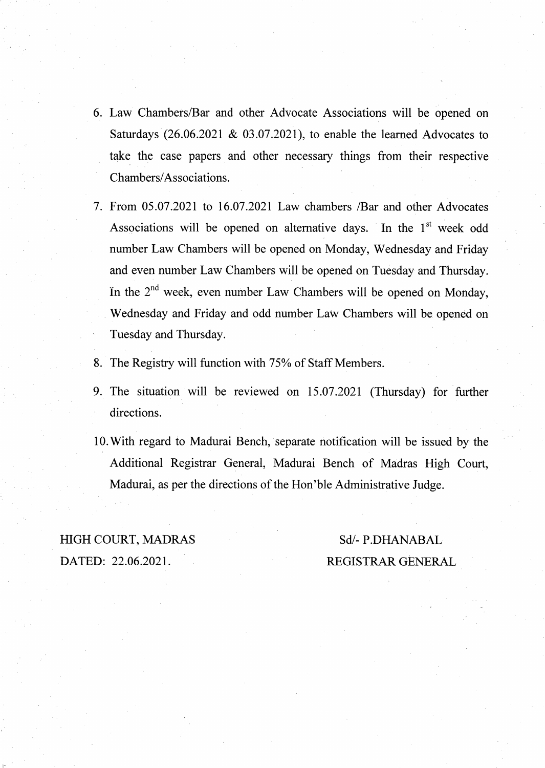6. Law Chambers/Bar and other Advocate Associations will be opened on Saturdays (26.06.2021 & 03.07.2021), to enable the learned Advocates to take the case papers and other necessary things from their respective Chambers/Associations.

7. From 05.07.2021 to 16.07.2021 Law chambers /Bar and other Advocates Associations will be opened on alternative days. In the 1st week odd number Law Chambers will be opened on Monday, Wednesday and Friday and even number Law Chambers will be opened on Tuesday and Thursday. In the 2nd week, even number Law Chambers will be opened on Monday, Wednesday and Friday and odd number Law Chambers will be opened on Tuesday and Thursday.

8. The Registry will function with 75% of Staff Members.

9. The situation will be reviewed on 15.07.2021 (Thursday) for further directions.

10. With regard to Madurai Bench, separate notification will be issued by the Additional Registrar General, Madurai Bench of Madras High Court, Madurai, as per the directions of the Hon'ble Administrative Judge.

HIGH COURT, MADRAS
DATED: 22.06.2021.

Sd/- P.DHANABAL
REGISTRAR GENERAL